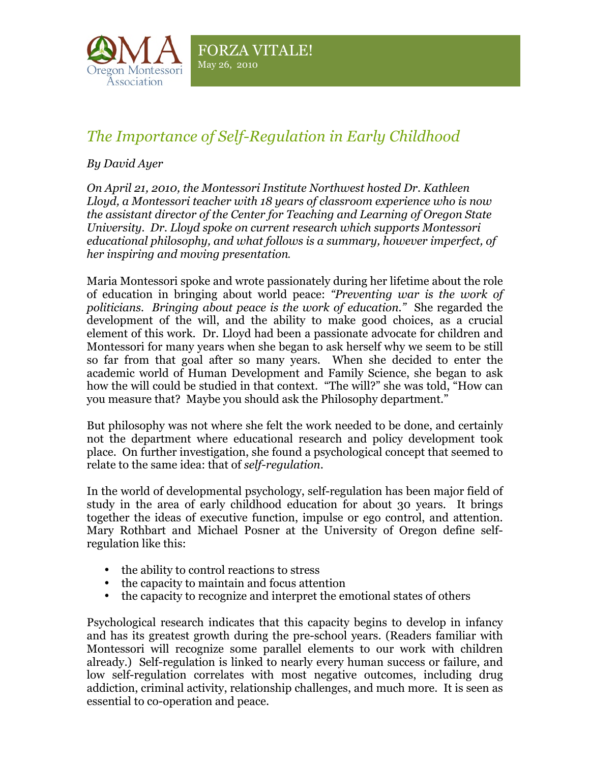FORZA VITALE!
May 26, 2010

# *The Importance of Self-Regulation in Early Childhood*

*By David Ayer*

*On April 21, 2010, the Montessori Institute Northwest hosted Dr. Kathleen Lloyd, a Montessori teacher with 18 years of classroom experience who is now the assistant director of the Center for Teaching and Learning of Oregon State University. Dr. Lloyd spoke on current research which supports Montessori educational philosophy, and what follows is a summary, however imperfect, of her inspiring and moving presentation.*

Maria Montessori spoke and wrote passionately during her lifetime about the role of education in bringing about world peace: *"Preventing war is the work of politicians. Bringing about peace is the work of education."* She regarded the development of the will, and the ability to make good choices, as a crucial element of this work. Dr. Lloyd had been a passionate advocate for children and Montessori for many years when she began to ask herself why we seem to be still so far from that goal after so many years. When she decided to enter the academic world of Human Development and Family Science, she began to ask how the will could be studied in that context. "The will?" she was told, "How can you measure that? Maybe you should ask the Philosophy department."

But philosophy was not where she felt the work needed to be done, and certainly not the department where educational research and policy development took place. On further investigation, she found a psychological concept that seemed to relate to the same idea: that of *self-regulation*.

In the world of developmental psychology, self-regulation has been major field of study in the area of early childhood education for about 30 years. It brings together the ideas of executive function, impulse or ego control, and attention. Mary Rothbart and Michael Posner at the University of Oregon define self-regulation like this:

- the ability to control reactions to stress
- the capacity to maintain and focus attention
- the capacity to recognize and interpret the emotional states of others

Psychological research indicates that this capacity begins to develop in infancy and has its greatest growth during the pre-school years. (Readers familiar with Montessori will recognize some parallel elements to our work with children already.) Self-regulation is linked to nearly every human success or failure, and low self-regulation correlates with most negative outcomes, including drug addiction, criminal activity, relationship challenges, and much more. It is seen as essential to co-operation and peace.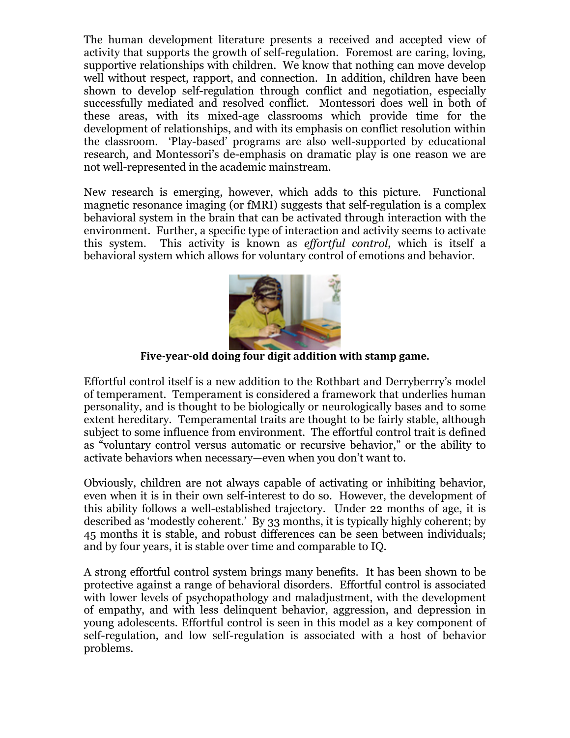The human development literature presents a received and accepted view of activity that supports the growth of self-regulation. Foremost are caring, loving, supportive relationships with children. We know that nothing can move develop well without respect, rapport, and connection. In addition, children have been shown to develop self-regulation through conflict and negotiation, especially successfully mediated and resolved conflict. Montessori does well in both of these areas, with its mixed-age classrooms which provide time for the development of relationships, and with its emphasis on conflict resolution within the classroom. 'Play-based' programs are also well-supported by educational research, and Montessori's de-emphasis on dramatic play is one reason we are not well-represented in the academic mainstream.

New research is emerging, however, which adds to this picture. Functional magnetic resonance imaging (or fMRI) suggests that self-regulation is a complex behavioral system in the brain that can be activated through interaction with the environment. Further, a specific type of interaction and activity seems to activate this system. This activity is known as *effortful control*, which is itself a behavioral system which allows for voluntary control of emotions and behavior.

**Five-year-old doing four digit addition with stamp game.**

Effortful control itself is a new addition to the Rothbart and Derryberrry's model of temperament. Temperament is considered a framework that underlies human personality, and is thought to be biologically or neurologically bases and to some extent hereditary. Temperamental traits are thought to be fairly stable, although subject to some influence from environment. The effortful control trait is defined as "voluntary control versus automatic or recursive behavior," or the ability to activate behaviors when necessary—even when you don't want to.

Obviously, children are not always capable of activating or inhibiting behavior, even when it is in their own self-interest to do so. However, the development of this ability follows a well-established trajectory. Under 22 months of age, it is described as 'modestly coherent.' By 33 months, it is typically highly coherent; by 45 months it is stable, and robust differences can be seen between individuals; and by four years, it is stable over time and comparable to IQ.

A strong effortful control system brings many benefits. It has been shown to be protective against a range of behavioral disorders. Effortful control is associated with lower levels of psychopathology and maladjustment, with the development of empathy, and with less delinquent behavior, aggression, and depression in young adolescents. Effortful control is seen in this model as a key component of self-regulation, and low self-regulation is associated with a host of behavior problems.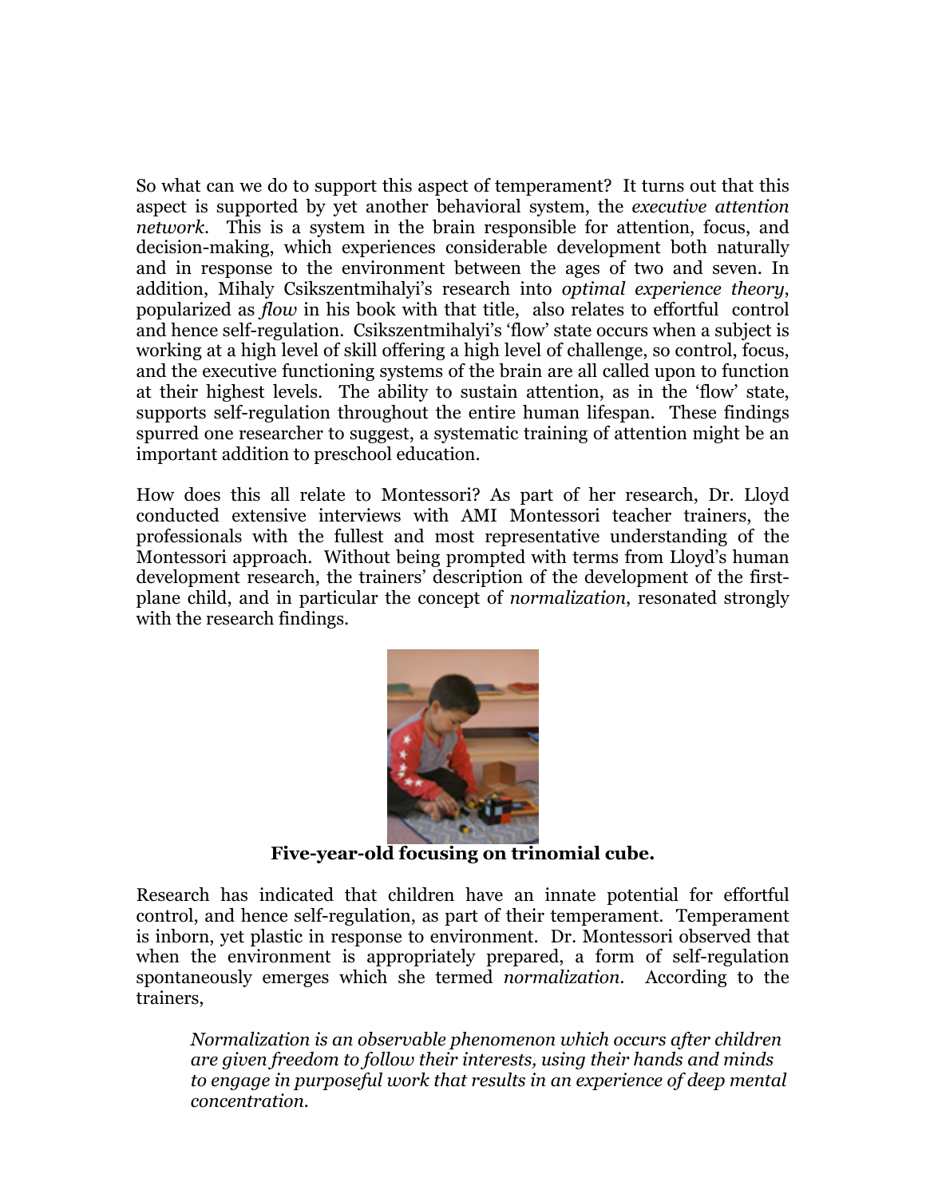So what can we do to support this aspect of temperament? It turns out that this aspect is supported by yet another behavioral system, the *executive attention network*. This is a system in the brain responsible for attention, focus, and decision-making, which experiences considerable development both naturally and in response to the environment between the ages of two and seven. In addition, Mihaly Csikszentmihalyi's research into *optimal experience theory*, popularized as *flow* in his book with that title, also relates to effortful control and hence self-regulation. Csikszentmihalyi's 'flow' state occurs when a subject is working at a high level of skill offering a high level of challenge, so control, focus, and the executive functioning systems of the brain are all called upon to function at their highest levels. The ability to sustain attention, as in the 'flow' state, supports self-regulation throughout the entire human lifespan. These findings spurred one researcher to suggest, a systematic training of attention might be an important addition to preschool education.

How does this all relate to Montessori? As part of her research, Dr. Lloyd conducted extensive interviews with AMI Montessori teacher trainers, the professionals with the fullest and most representative understanding of the Montessori approach. Without being prompted with terms from Lloyd's human development research, the trainers' description of the development of the first-plane child, and in particular the concept of *normalization*, resonated strongly with the research findings.

**Five-year-old focusing on trinomial cube.**

Research has indicated that children have an innate potential for effortful control, and hence self-regulation, as part of their temperament. Temperament is inborn, yet plastic in response to environment. Dr. Montessori observed that when the environment is appropriately prepared, a form of self-regulation spontaneously emerges which she termed *normalization*. According to the trainers,

> *Normalization is an observable phenomenon which occurs after children are given freedom to follow their interests, using their hands and minds to engage in purposeful work that results in an experience of deep mental concentration.*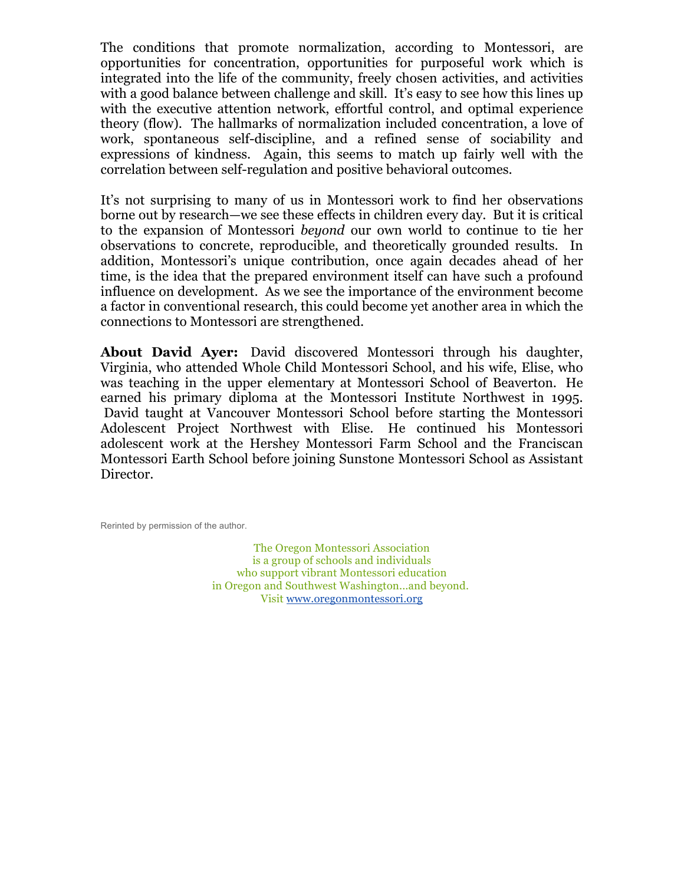The conditions that promote normalization, according to Montessori, are opportunities for concentration, opportunities for purposeful work which is integrated into the life of the community, freely chosen activities, and activities with a good balance between challenge and skill. It's easy to see how this lines up with the executive attention network, effortful control, and optimal experience theory (flow). The hallmarks of normalization included concentration, a love of work, spontaneous self-discipline, and a refined sense of sociability and expressions of kindness. Again, this seems to match up fairly well with the correlation between self-regulation and positive behavioral outcomes.

It's not surprising to many of us in Montessori work to find her observations borne out by research—we see these effects in children every day. But it is critical to the expansion of Montessori *beyond* our own world to continue to tie her observations to concrete, reproducible, and theoretically grounded results. In addition, Montessori's unique contribution, once again decades ahead of her time, is the idea that the prepared environment itself can have such a profound influence on development. As we see the importance of the environment become a factor in conventional research, this could become yet another area in which the connections to Montessori are strengthened.

**About David Ayer:** David discovered Montessori through his daughter, Virginia, who attended Whole Child Montessori School, and his wife, Elise, who was teaching in the upper elementary at Montessori School of Beaverton. He earned his primary diploma at the Montessori Institute Northwest in 1995. David taught at Vancouver Montessori School before starting the Montessori Adolescent Project Northwest with Elise. He continued his Montessori adolescent work at the Hershey Montessori Farm School and the Franciscan Montessori Earth School before joining Sunstone Montessori School as Assistant Director.

Rerinted by permission of the author.

The Oregon Montessori Association
is a group of schools and individuals
who support vibrant Montessori education
in Oregon and Southwest Washington...and beyond.
Visit www.oregonmontessori.org